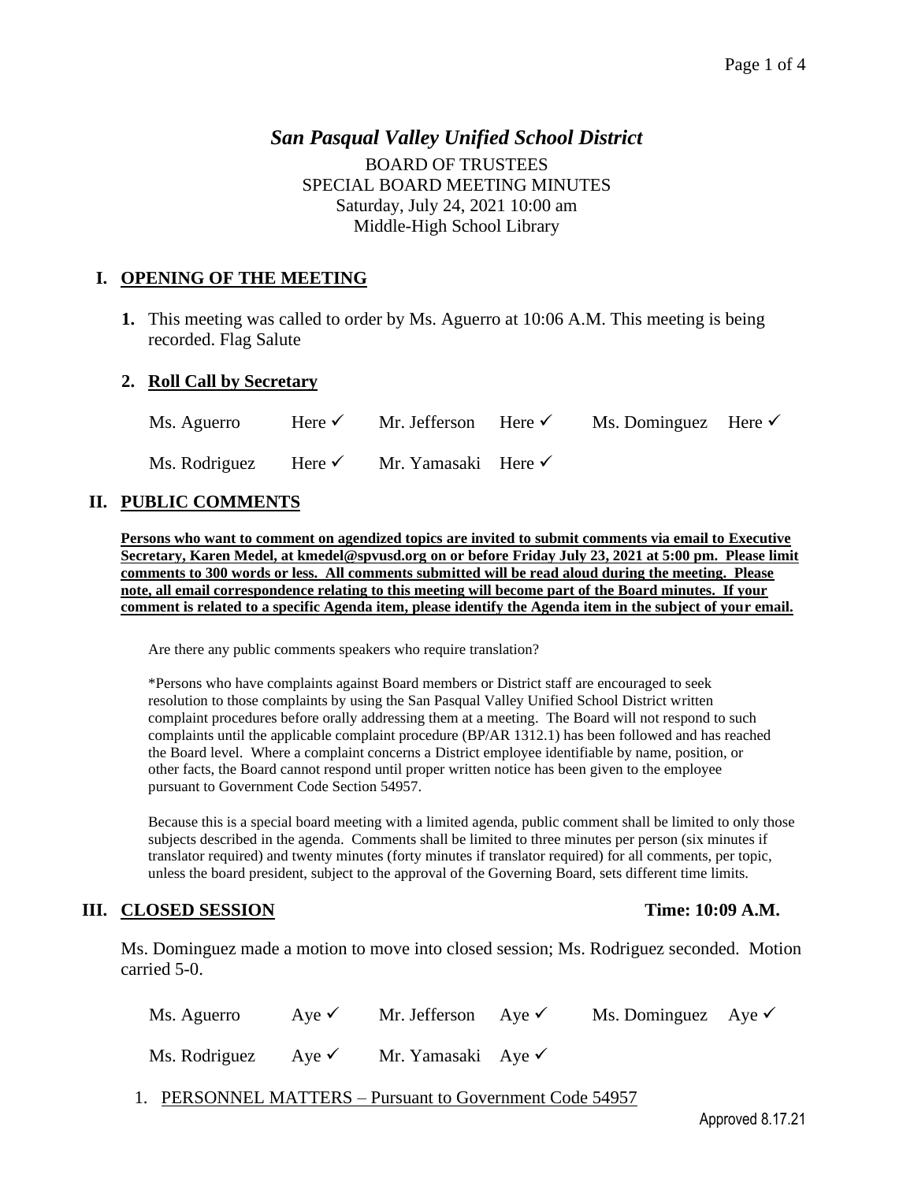# *San Pasqual Valley Unified School District*

BOARD OF TRUSTEES
SPECIAL BOARD MEETING MINUTES
Saturday, July 24, 2021 10:00 am
Middle-High School Library

## I. OPENING OF THE MEETING

**1.** This meeting was called to order by Ms. Aguerro at 10:06 A.M. This meeting is being recorded. Flag Salute

**2. Roll Call by Secretary**

| | | | | | |
|---|---|---|---|---|---|
| Ms. Aguerro | Here ✓ | Mr. Jefferson | Here ✓ | Ms. Dominguez | Here ✓ |
| Ms. Rodriguez | Here ✓ | Mr. Yamasaki | Here ✓ | | |

## II. PUBLIC COMMENTS

**Persons who want to comment on agendized topics are invited to submit comments via email to Executive Secretary, Karen Medel, at kmedel@spvusd.org on or before Friday July 23, 2021 at 5:00 pm. Please limit comments to 300 words or less. All comments submitted will be read aloud during the meeting. Please note, all email correspondence relating to this meeting will become part of the Board minutes. If your comment is related to a specific Agenda item, please identify the Agenda item in the subject of your email.**

Are there any public comments speakers who require translation?

*Persons who have complaints against Board members or District staff are encouraged to seek resolution to those complaints by using the San Pasqual Valley Unified School District written complaint procedures before orally addressing them at a meeting. The Board will not respond to such complaints until the applicable complaint procedure (BP/AR 1312.1) has been followed and has reached the Board level. Where a complaint concerns a District employee identifiable by name, position, or other facts, the Board cannot respond until proper written notice has been given to the employee pursuant to Government Code Section 54957.

Because this is a special board meeting with a limited agenda, public comment shall be limited to only those subjects described in the agenda. Comments shall be limited to three minutes per person (six minutes if translator required) and twenty minutes (forty minutes if translator required) for all comments, per topic, unless the board president, subject to the approval of the Governing Board, sets different time limits.

## III. CLOSED SESSION — Time: 10:09 A.M.

Ms. Dominguez made a motion to move into closed session; Ms. Rodriguez seconded. Motion carried 5-0.

| | | | | | |
|---|---|---|---|---|---|
| Ms. Aguerro | Aye ✓ | Mr. Jefferson | Aye ✓ | Ms. Dominguez | Aye ✓ |
| Ms. Rodriguez | Aye ✓ | Mr. Yamasaki | Aye ✓ | | |

1. PERSONNEL MATTERS – Pursuant to Government Code 54957

Approved 8.17.21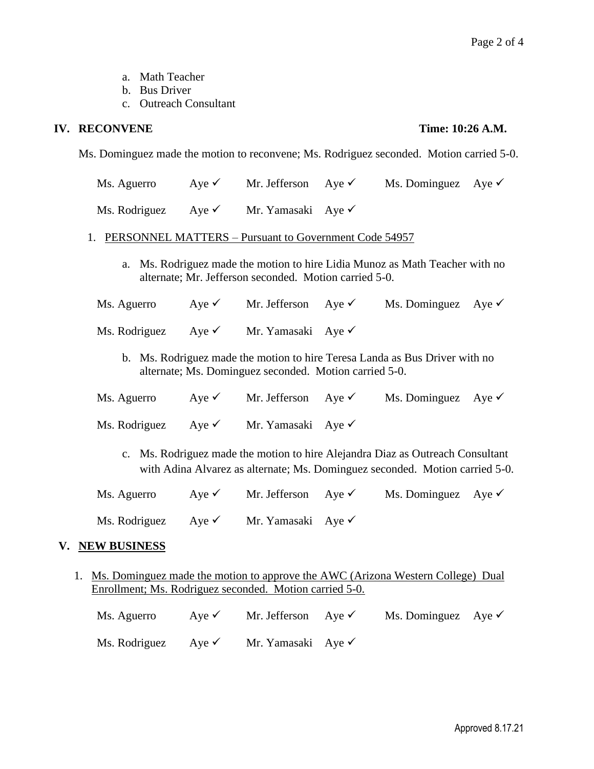a. Math Teacher
b. Bus Driver
c. Outreach Consultant

## IV. RECONVENE — Time: 10:26 A.M.

Ms. Dominguez made the motion to reconvene; Ms. Rodriguez seconded. Motion carried 5-0.

| | | | | | |
|---|---|---|---|---|---|
| Ms. Aguerro | Aye ✓ | Mr. Jefferson | Aye ✓ | Ms. Dominguez | Aye ✓ |
| Ms. Rodriguez | Aye ✓ | Mr. Yamasaki | Aye ✓ | | |

1. PERSONNEL MATTERS – Pursuant to Government Code 54957

   a. Ms. Rodriguez made the motion to hire Lidia Munoz as Math Teacher with no alternate; Mr. Jefferson seconded. Motion carried 5-0.

| | | | | | |
|---|---|---|---|---|---|
| Ms. Aguerro | Aye ✓ | Mr. Jefferson | Aye ✓ | Ms. Dominguez | Aye ✓ |
| Ms. Rodriguez | Aye ✓ | Mr. Yamasaki | Aye ✓ | | |

   b. Ms. Rodriguez made the motion to hire Teresa Landa as Bus Driver with no alternate; Ms. Dominguez seconded. Motion carried 5-0.

| | | | | | |
|---|---|---|---|---|---|
| Ms. Aguerro | Aye ✓ | Mr. Jefferson | Aye ✓ | Ms. Dominguez | Aye ✓ |
| Ms. Rodriguez | Aye ✓ | Mr. Yamasaki | Aye ✓ | | |

   c. Ms. Rodriguez made the motion to hire Alejandra Diaz as Outreach Consultant with Adina Alvarez as alternate; Ms. Dominguez seconded. Motion carried 5-0.

| | | | | | |
|---|---|---|---|---|---|
| Ms. Aguerro | Aye ✓ | Mr. Jefferson | Aye ✓ | Ms. Dominguez | Aye ✓ |
| Ms. Rodriguez | Aye ✓ | Mr. Yamasaki | Aye ✓ | | |

## V. NEW BUSINESS

1. Ms. Dominguez made the motion to approve the AWC (Arizona Western College) Dual Enrollment; Ms. Rodriguez seconded. Motion carried 5-0.

| | | | | | |
|---|---|---|---|---|---|
| Ms. Aguerro | Aye ✓ | Mr. Jefferson | Aye ✓ | Ms. Dominguez | Aye ✓ |
| Ms. Rodriguez | Aye ✓ | Mr. Yamasaki | Aye ✓ | | |

Approved 8.17.21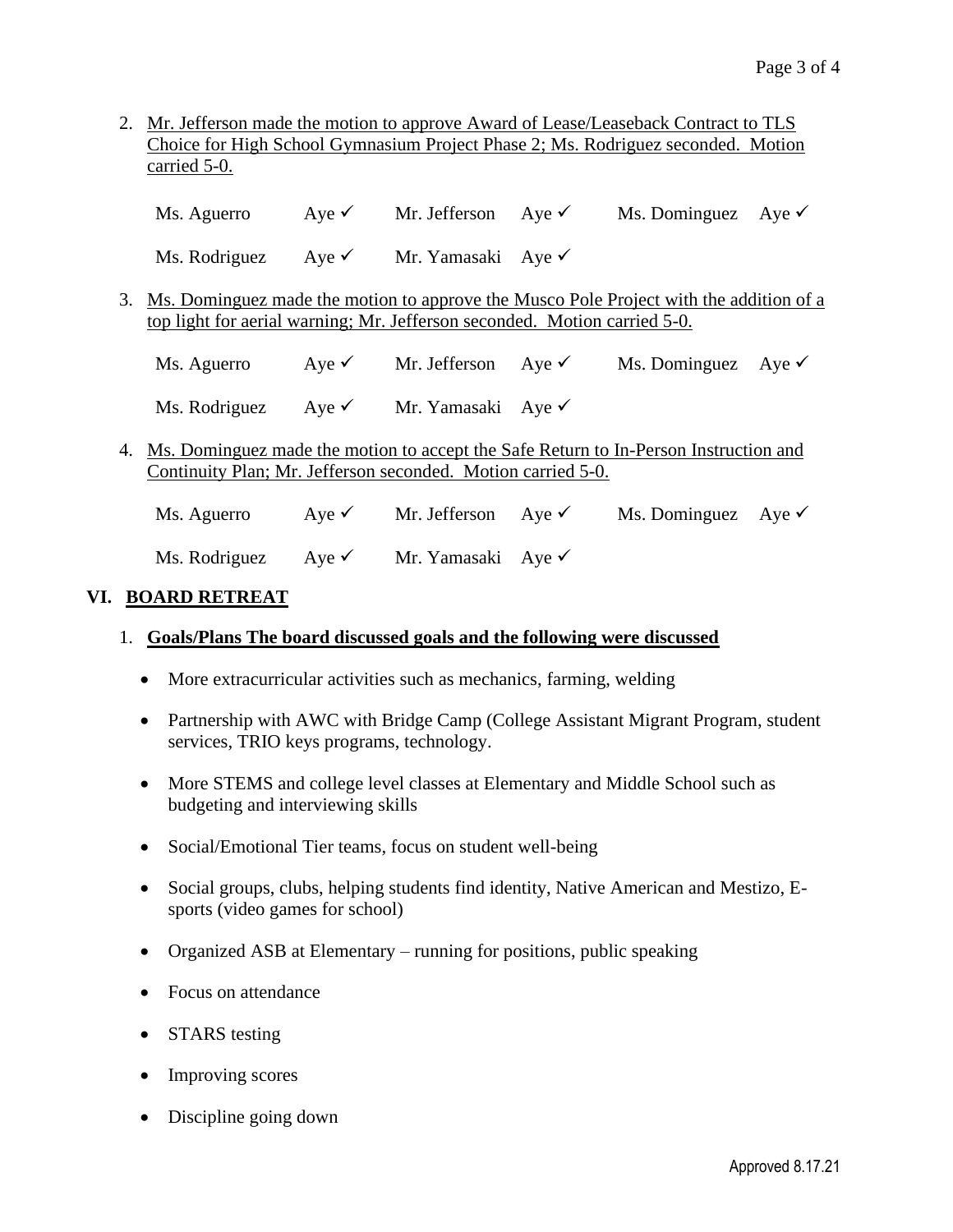2. Mr. Jefferson made the motion to approve Award of Lease/Leaseback Contract to TLS Choice for High School Gymnasium Project Phase 2; Ms. Rodriguez seconded. Motion carried 5-0.

| | | | | | |
|---|---|---|---|---|---|
| Ms. Aguerro | Aye ✓ | Mr. Jefferson | Aye ✓ | Ms. Dominguez | Aye ✓ |
| Ms. Rodriguez | Aye ✓ | Mr. Yamasaki | Aye ✓ | | |

3. Ms. Dominguez made the motion to approve the Musco Pole Project with the addition of a top light for aerial warning; Mr. Jefferson seconded. Motion carried 5-0.

| | | | | | |
|---|---|---|---|---|---|
| Ms. Aguerro | Aye ✓ | Mr. Jefferson | Aye ✓ | Ms. Dominguez | Aye ✓ |
| Ms. Rodriguez | Aye ✓ | Mr. Yamasaki | Aye ✓ | | |

4. Ms. Dominguez made the motion to accept the Safe Return to In-Person Instruction and Continuity Plan; Mr. Jefferson seconded. Motion carried 5-0.

| | | | | | |
|---|---|---|---|---|---|
| Ms. Aguerro | Aye ✓ | Mr. Jefferson | Aye ✓ | Ms. Dominguez | Aye ✓ |
| Ms. Rodriguez | Aye ✓ | Mr. Yamasaki | Aye ✓ | | |

## VI. BOARD RETREAT

1. **Goals/Plans The board discussed goals and the following were discussed**

   - More extracurricular activities such as mechanics, farming, welding
   - Partnership with AWC with Bridge Camp (College Assistant Migrant Program, student services, TRIO keys programs, technology.
   - More STEMS and college level classes at Elementary and Middle School such as budgeting and interviewing skills
   - Social/Emotional Tier teams, focus on student well-being
   - Social groups, clubs, helping students find identity, Native American and Mestizo, E-sports (video games for school)
   - Organized ASB at Elementary – running for positions, public speaking
   - Focus on attendance
   - STARS testing
   - Improving scores
   - Discipline going down

Approved 8.17.21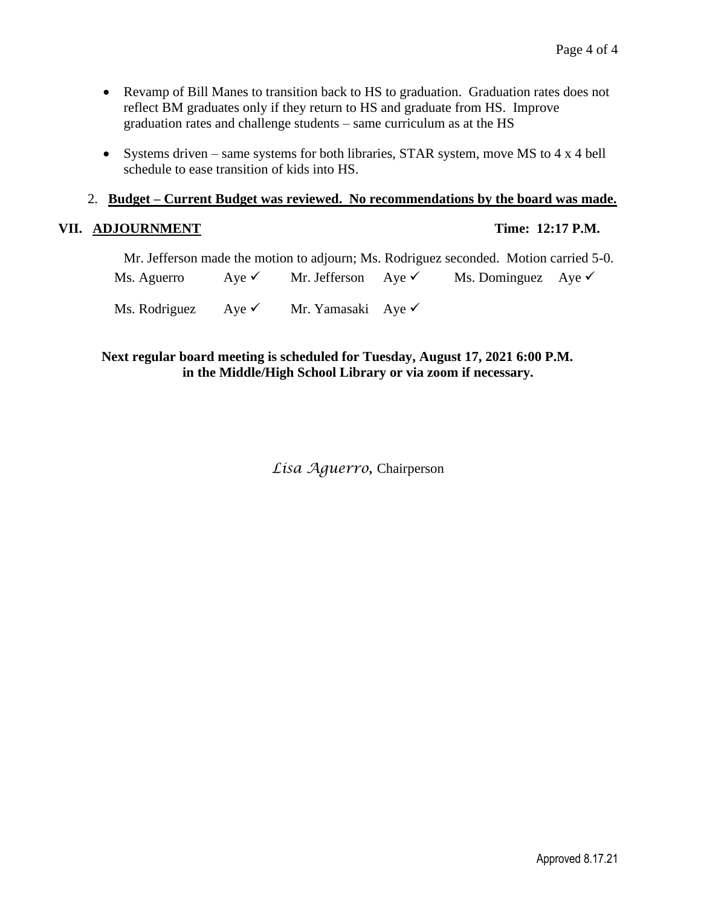- Revamp of Bill Manes to transition back to HS to graduation. Graduation rates does not reflect BM graduates only if they return to HS and graduate from HS. Improve graduation rates and challenge students – same curriculum as at the HS

- Systems driven – same systems for both libraries, STAR system, move MS to 4 x 4 bell schedule to ease transition of kids into HS.

2. **Budget – Current Budget was reviewed. No recommendations by the board was made.**

## VII. ADJOURNMENT **Time: 12:17 P.M.**

Mr. Jefferson made the motion to adjourn; Ms. Rodriguez seconded. Motion carried 5-0.

| | | | | | |
|---|---|---|---|---|---|
| Ms. Aguerro | Aye ✓ | Mr. Jefferson | Aye ✓ | Ms. Dominguez | Aye ✓ |
| Ms. Rodriguez | Aye ✓ | Mr. Yamasaki | Aye ✓ | | |

**Next regular board meeting is scheduled for Tuesday, August 17, 2021 6:00 P.M. in the Middle/High School Library or via zoom if necessary.**

*Lisa Aguerro,* Chairperson

Approved 8.17.21